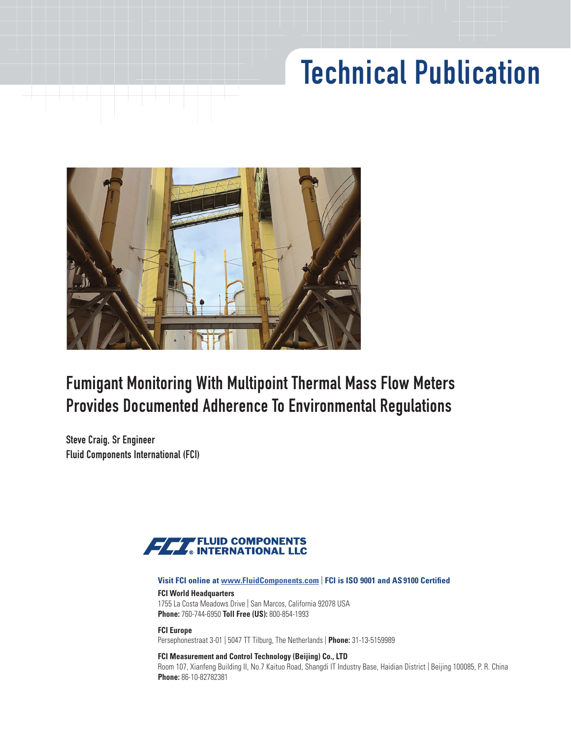# Technical Publication

## Fumigant Monitoring With Multipoint Thermal Mass Flow Meters Provides Documented Adherence To Environmental Regulations

**Steve Craig, Sr Engineer**
**Fluid Components International (FCI)**

**FLUID COMPONENTS INTERNATIONAL LLC**

**Visit FCI online at www.FluidComponents.com | FCI is ISO 9001 and AS9100 Certified**

**FCI World Headquarters**
1755 La Costa Meadows Drive | San Marcos, California 92078 USA
**Phone:** 760-744-6950 **Toll Free (US):** 800-854-1993

**FCI Europe**
Persephonestraat 3-01 | 5047 TT Tilburg, The Netherlands | **Phone:** 31-13-5159989

**FCI Measurement and Control Technology (Beijing) Co., LTD**
Room 107, Xianfeng Building II, No.7 Kaituo Road, Shangdi IT Industry Base, Haidian District | Beijing 100085, P. R. China
**Phone:** 86-10-82782381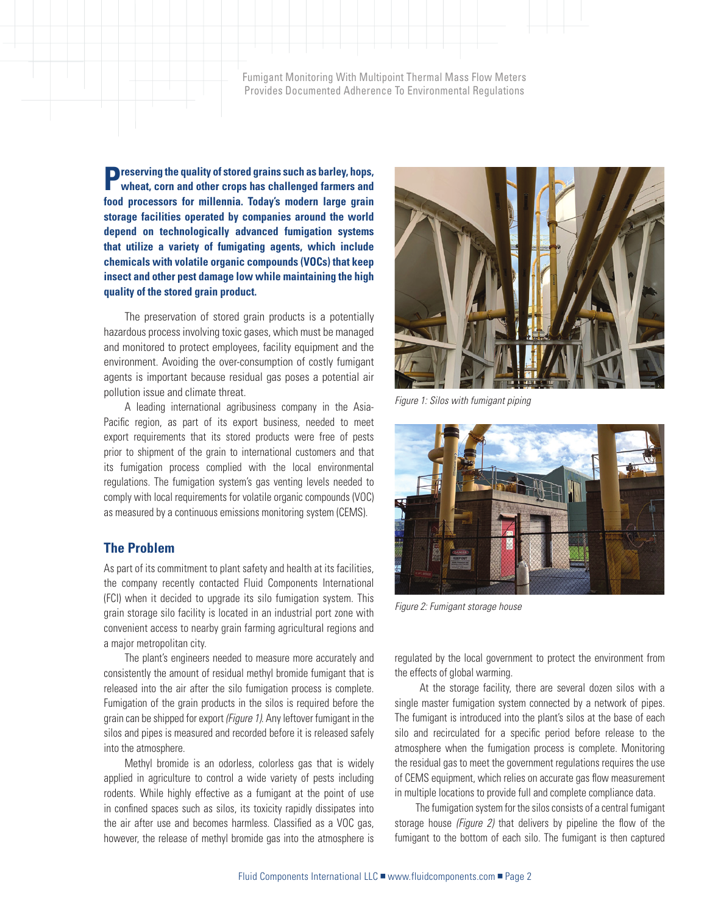**Preserving the quality of stored grains such as barley, hops, wheat, corn and other crops has challenged farmers and food processors for millennia. Today's modern large grain storage facilities operated by companies around the world depend on technologically advanced fumigation systems that utilize a variety of fumigating agents, which include chemicals with volatile organic compounds (VOCs) that keep insect and other pest damage low while maintaining the high quality of the stored grain product.**

The preservation of stored grain products is a potentially hazardous process involving toxic gases, which must be managed and monitored to protect employees, facility equipment and the environment. Avoiding the over-consumption of costly fumigant agents is important because residual gas poses a potential air pollution issue and climate threat.

A leading international agribusiness company in the Asia-Pacific region, as part of its export business, needed to meet export requirements that its stored products were free of pests prior to shipment of the grain to international customers and that its fumigation process complied with the local environmental regulations. The fumigation system's gas venting levels needed to comply with local requirements for volatile organic compounds (VOC) as measured by a continuous emissions monitoring system (CEMS).

## The Problem

As part of its commitment to plant safety and health at its facilities, the company recently contacted Fluid Components International (FCI) when it decided to upgrade its silo fumigation system. This grain storage silo facility is located in an industrial port zone with convenient access to nearby grain farming agricultural regions and a major metropolitan city.

The plant's engineers needed to measure more accurately and consistently the amount of residual methyl bromide fumigant that is released into the air after the silo fumigation process is complete. Fumigation of the grain products in the silos is required before the grain can be shipped for export *(Figure 1)*. Any leftover fumigant in the silos and pipes is measured and recorded before it is released safely into the atmosphere.

Methyl bromide is an odorless, colorless gas that is widely applied in agriculture to control a wide variety of pests including rodents. While highly effective as a fumigant at the point of use in confined spaces such as silos, its toxicity rapidly dissipates into the air after use and becomes harmless. Classified as a VOC gas, however, the release of methyl bromide gas into the atmosphere is regulated by the local government to protect the environment from the effects of global warming.

*Figure 1: Silos with fumigant piping*

*Figure 2: Fumigant storage house*

At the storage facility, there are several dozen silos with a single master fumigation system connected by a network of pipes. The fumigant is introduced into the plant's silos at the base of each silo and recirculated for a specific period before release to the atmosphere when the fumigation process is complete. Monitoring the residual gas to meet the government regulations requires the use of CEMS equipment, which relies on accurate gas flow measurement in multiple locations to provide full and complete compliance data.

The fumigation system for the silos consists of a central fumigant storage house *(Figure 2)* that delivers by pipeline the flow of the fumigant to the bottom of each silo. The fumigant is then captured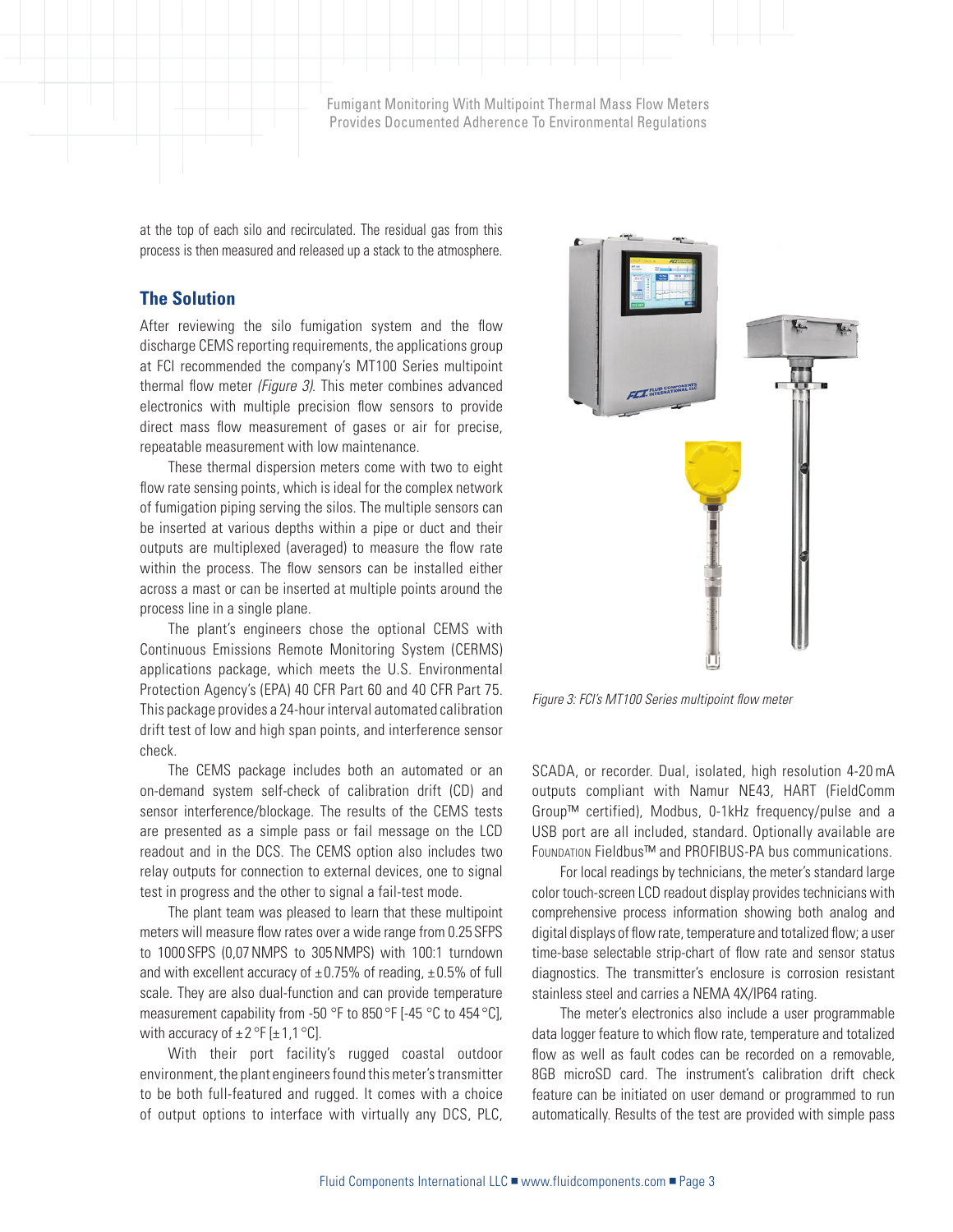at the top of each silo and recirculated. The residual gas from this process is then measured and released up a stack to the atmosphere.

## The Solution

After reviewing the silo fumigation system and the flow discharge CEMS reporting requirements, the applications group at FCI recommended the company's MT100 Series multipoint thermal flow meter *(Figure 3)*. This meter combines advanced electronics with multiple precision flow sensors to provide direct mass flow measurement of gases or air for precise, repeatable measurement with low maintenance.

These thermal dispersion meters come with two to eight flow rate sensing points, which is ideal for the complex network of fumigation piping serving the silos. The multiple sensors can be inserted at various depths within a pipe or duct and their outputs are multiplexed (averaged) to measure the flow rate within the process. The flow sensors can be installed either across a mast or can be inserted at multiple points around the process line in a single plane.

The plant's engineers chose the optional CEMS with Continuous Emissions Remote Monitoring System (CERMS) applications package, which meets the U.S. Environmental Protection Agency's (EPA) 40 CFR Part 60 and 40 CFR Part 75. This package provides a 24-hour interval automated calibration drift test of low and high span points, and interference sensor check.

The CEMS package includes both an automated or an on-demand system self-check of calibration drift (CD) and sensor interference/blockage. The results of the CEMS tests are presented as a simple pass or fail message on the LCD readout and in the DCS. The CEMS option also includes two relay outputs for connection to external devices, one to signal test in progress and the other to signal a fail-test mode.

The plant team was pleased to learn that these multipoint meters will measure flow rates over a wide range from 0.25 SFPS to 1000 SFPS (0,07 NMPS to 305 NMPS) with 100:1 turndown and with excellent accuracy of ±0.75% of reading, ±0.5% of full scale. They are also dual-function and can provide temperature measurement capability from -50 °F to 850 °F [-45 °C to 454 °C], with accuracy of ±2 °F [±1,1 °C].

With their port facility's rugged coastal outdoor environment, the plant engineers found this meter's transmitter to be both full-featured and rugged. It comes with a choice of output options to interface with virtually any DCS, PLC, SCADA, or recorder. Dual, isolated, high resolution 4-20 mA outputs compliant with Namur NE43, HART (FieldComm Group™ certified), Modbus, 0-1kHz frequency/pulse and a USB port are all included, standard. Optionally available are Foundation Fieldbus™ and PROFIBUS-PA bus communications.

*Figure 3: FCI's MT100 Series multipoint flow meter*

For local readings by technicians, the meter's standard large color touch-screen LCD readout display provides technicians with comprehensive process information showing both analog and digital displays of flow rate, temperature and totalized flow; a user time-base selectable strip-chart of flow rate and sensor status diagnostics. The transmitter's enclosure is corrosion resistant stainless steel and carries a NEMA 4X/IP64 rating.

The meter's electronics also include a user programmable data logger feature to which flow rate, temperature and totalized flow as well as fault codes can be recorded on a removable, 8GB microSD card. The instrument's calibration drift check feature can be initiated on user demand or programmed to run automatically. Results of the test are provided with simple pass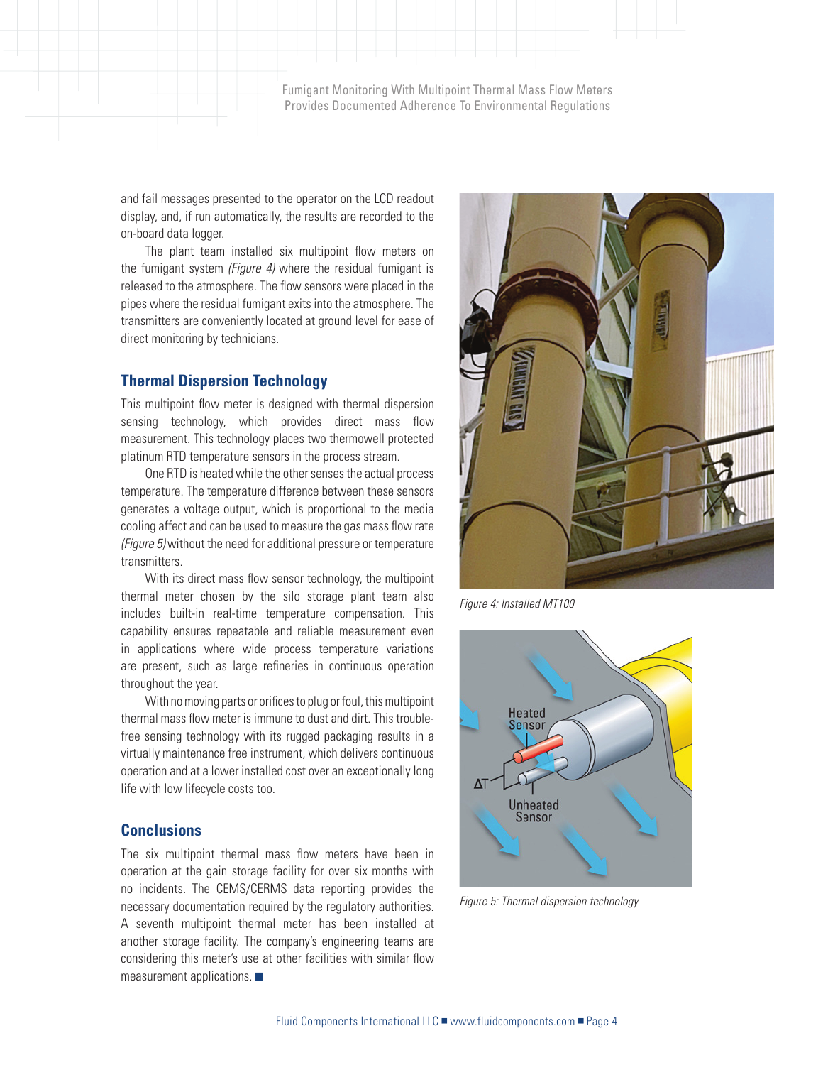and fail messages presented to the operator on the LCD readout display, and, if run automatically, the results are recorded to the on-board data logger.

The plant team installed six multipoint flow meters on the fumigant system *(Figure 4)* where the residual fumigant is released to the atmosphere. The flow sensors were placed in the pipes where the residual fumigant exits into the atmosphere. The transmitters are conveniently located at ground level for ease of direct monitoring by technicians.

## Thermal Dispersion Technology

This multipoint flow meter is designed with thermal dispersion sensing technology, which provides direct mass flow measurement. This technology places two thermowell protected platinum RTD temperature sensors in the process stream.

One RTD is heated while the other senses the actual process temperature. The temperature difference between these sensors generates a voltage output, which is proportional to the media cooling affect and can be used to measure the gas mass flow rate *(Figure 5)* without the need for additional pressure or temperature transmitters.

With its direct mass flow sensor technology, the multipoint thermal meter chosen by the silo storage plant team also includes built-in real-time temperature compensation. This capability ensures repeatable and reliable measurement even in applications where wide process temperature variations are present, such as large refineries in continuous operation throughout the year.

With no moving parts or orifices to plug or foul, this multipoint thermal mass flow meter is immune to dust and dirt. This trouble-free sensing technology with its rugged packaging results in a virtually maintenance free instrument, which delivers continuous operation and at a lower installed cost over an exceptionally long life with low lifecycle costs too.

## Conclusions

The six multipoint thermal mass flow meters have been in operation at the gain storage facility for over six months with no incidents. The CEMS/CERMS data reporting provides the necessary documentation required by the regulatory authorities. A seventh multipoint thermal meter has been installed at another storage facility. The company's engineering teams are considering this meter's use at other facilities with similar flow measurement applications. ■

*Figure 4: Installed MT100*

Heated Sensor

ΔT

Unheated Sensor

*Figure 5: Thermal dispersion technology*